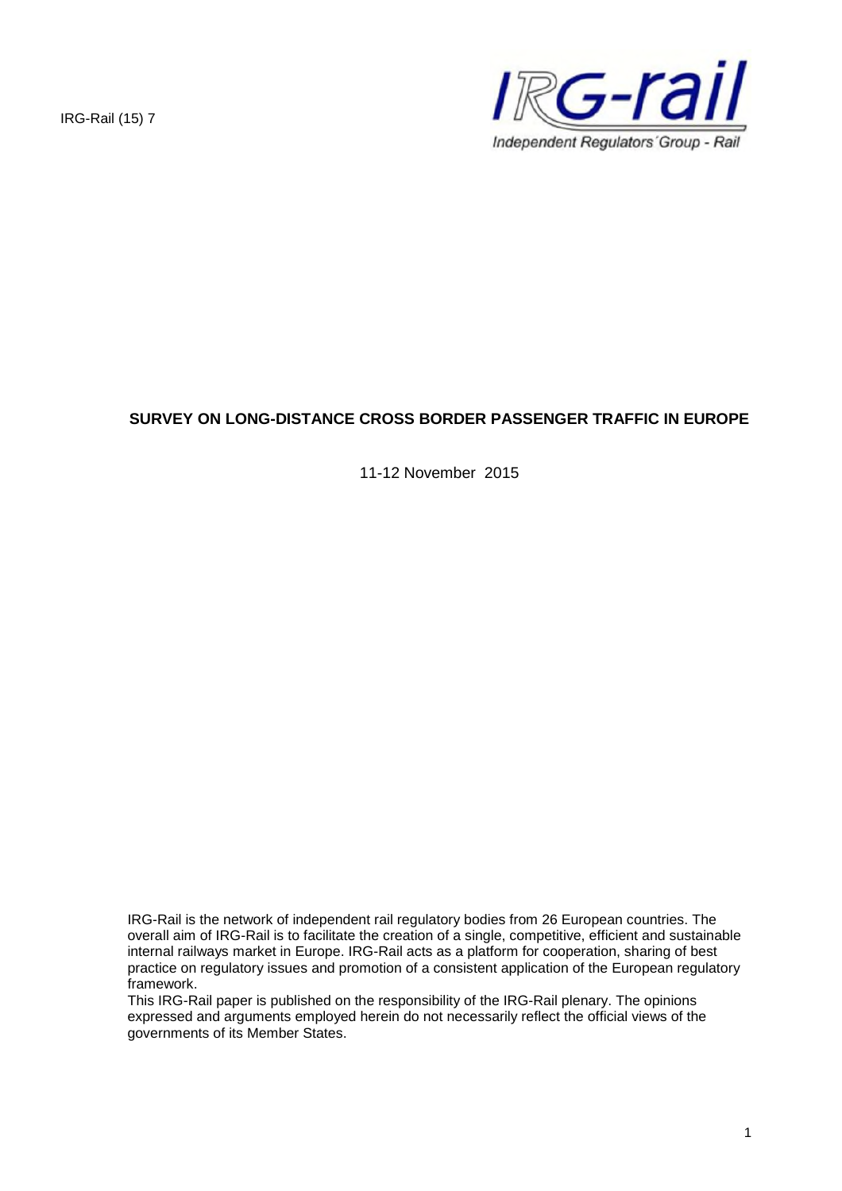IRG-Rail (15) 7

IRG-rail

Independent Regulators´Group - Rail

**SURVEY ON LONG-DISTANCE CROSS BORDER PASSENGER TRAFFIC IN EUROPE**

11-12 November 2015

IRG-Rail is the network of independent rail regulatory bodies from 26 European countries. The overall aim of IRG-Rail is to facilitate the creation of a single, competitive, efficient and sustainable internal railways market in Europe. IRG-Rail acts as a platform for cooperation, sharing of best practice on regulatory issues and promotion of a consistent application of the European regulatory framework.

This IRG-Rail paper is published on the responsibility of the IRG-Rail plenary. The opinions expressed and arguments employed herein do not necessarily reflect the official views of the governments of its Member States.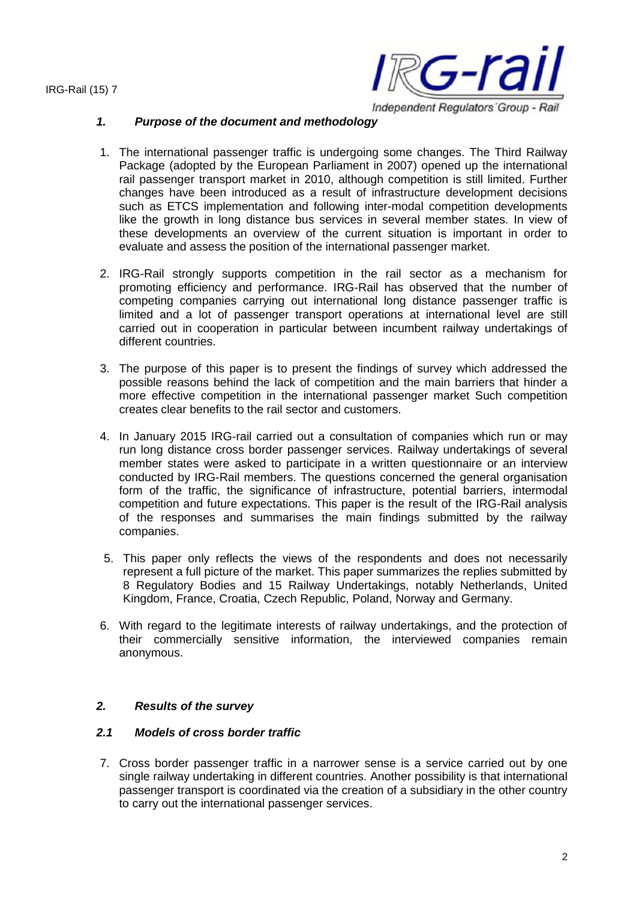## *1. Purpose of the document and methodology*

1. The international passenger traffic is undergoing some changes. The Third Railway Package (adopted by the European Parliament in 2007) opened up the international rail passenger transport market in 2010, although competition is still limited. Further changes have been introduced as a result of infrastructure development decisions such as ETCS implementation and following inter-modal competition developments like the growth in long distance bus services in several member states. In view of these developments an overview of the current situation is important in order to evaluate and assess the position of the international passenger market.

2. IRG-Rail strongly supports competition in the rail sector as a mechanism for promoting efficiency and performance. IRG-Rail has observed that the number of competing companies carrying out international long distance passenger traffic is limited and a lot of passenger transport operations at international level are still carried out in cooperation in particular between incumbent railway undertakings of different countries.

3. The purpose of this paper is to present the findings of survey which addressed the possible reasons behind the lack of competition and the main barriers that hinder a more effective competition in the international passenger market Such competition creates clear benefits to the rail sector and customers.

4. In January 2015 IRG-rail carried out a consultation of companies which run or may run long distance cross border passenger services. Railway undertakings of several member states were asked to participate in a written questionnaire or an interview conducted by IRG-Rail members. The questions concerned the general organisation form of the traffic, the significance of infrastructure, potential barriers, intermodal competition and future expectations. This paper is the result of the IRG-Rail analysis of the responses and summarises the main findings submitted by the railway companies.

5. This paper only reflects the views of the respondents and does not necessarily represent a full picture of the market. This paper summarizes the replies submitted by 8 Regulatory Bodies and 15 Railway Undertakings, notably Netherlands, United Kingdom, France, Croatia, Czech Republic, Poland, Norway and Germany.

6. With regard to the legitimate interests of railway undertakings, and the protection of their commercially sensitive information, the interviewed companies remain anonymous.

## *2. Results of the survey*

### *2.1 Models of cross border traffic*

7. Cross border passenger traffic in a narrower sense is a service carried out by one single railway undertaking in different countries. Another possibility is that international passenger transport is coordinated via the creation of a subsidiary in the other country to carry out the international passenger services.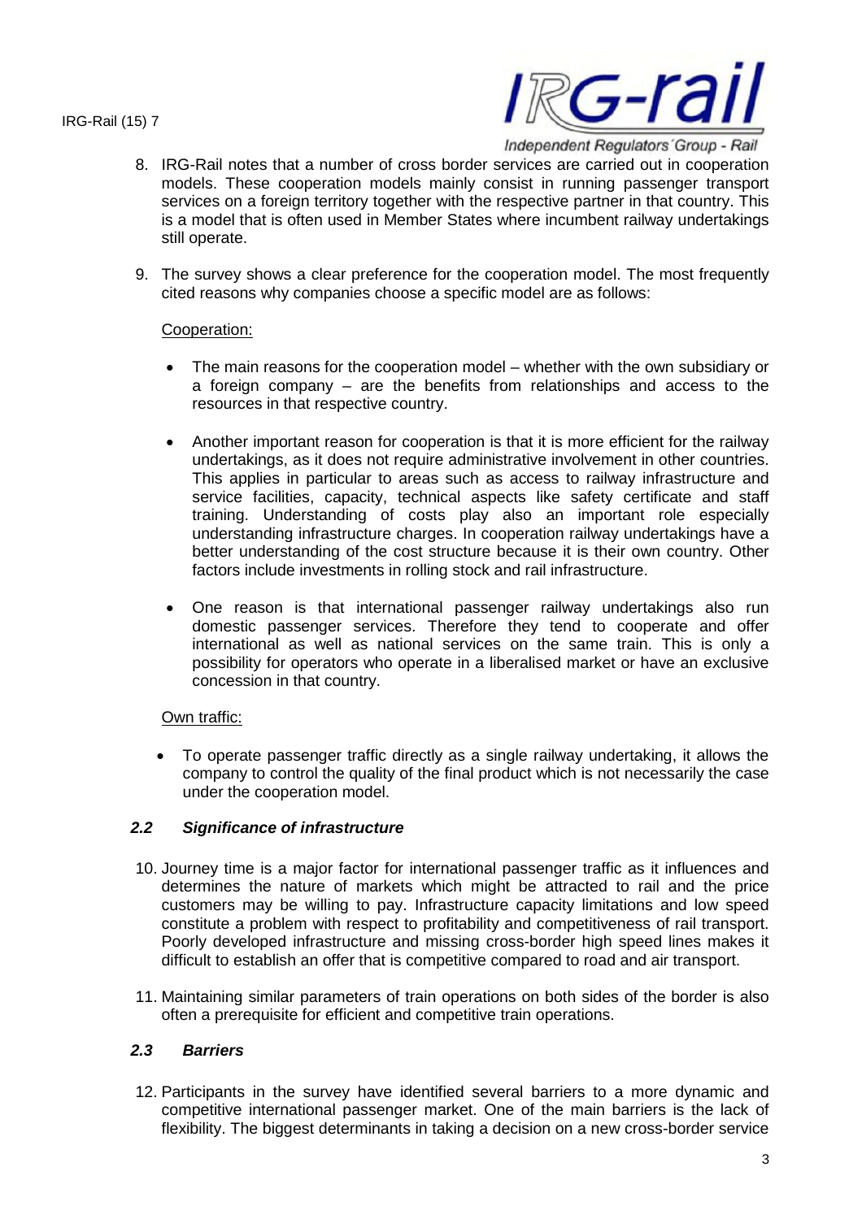8. IRG-Rail notes that a number of cross border services are carried out in cooperation models. These cooperation models mainly consist in running passenger transport services on a foreign territory together with the respective partner in that country. This is a model that is often used in Member States where incumbent railway undertakings still operate.

9. The survey shows a clear preference for the cooperation model. The most frequently cited reasons why companies choose a specific model are as follows:

   Cooperation:

   - The main reasons for the cooperation model – whether with the own subsidiary or a foreign company – are the benefits from relationships and access to the resources in that respective country.

   - Another important reason for cooperation is that it is more efficient for the railway undertakings, as it does not require administrative involvement in other countries. This applies in particular to areas such as access to railway infrastructure and service facilities, capacity, technical aspects like safety certificate and staff training. Understanding of costs play also an important role especially understanding infrastructure charges. In cooperation railway undertakings have a better understanding of the cost structure because it is their own country. Other factors include investments in rolling stock and rail infrastructure.

   - One reason is that international passenger railway undertakings also run domestic passenger services. Therefore they tend to cooperate and offer international as well as national services on the same train. This is only a possibility for operators who operate in a liberalised market or have an exclusive concession in that country.

   Own traffic:

   - To operate passenger traffic directly as a single railway undertaking, it allows the company to control the quality of the final product which is not necessarily the case under the cooperation model.

### *2.2 Significance of infrastructure*

10. Journey time is a major factor for international passenger traffic as it influences and determines the nature of markets which might be attracted to rail and the price customers may be willing to pay. Infrastructure capacity limitations and low speed constitute a problem with respect to profitability and competitiveness of rail transport. Poorly developed infrastructure and missing cross-border high speed lines makes it difficult to establish an offer that is competitive compared to road and air transport.

11. Maintaining similar parameters of train operations on both sides of the border is also often a prerequisite for efficient and competitive train operations.

### *2.3 Barriers*

12. Participants in the survey have identified several barriers to a more dynamic and competitive international passenger market. One of the main barriers is the lack of flexibility. The biggest determinants in taking a decision on a new cross-border service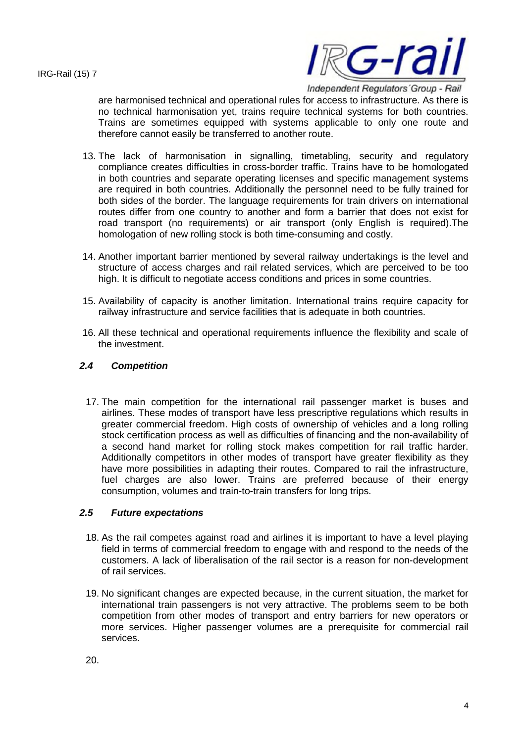are harmonised technical and operational rules for access to infrastructure. As there is no technical harmonisation yet, trains require technical systems for both countries. Trains are sometimes equipped with systems applicable to only one route and therefore cannot easily be transferred to another route.

13. The lack of harmonisation in signalling, timetabling, security and regulatory compliance creates difficulties in cross-border traffic. Trains have to be homologated in both countries and separate operating licenses and specific management systems are required in both countries. Additionally the personnel need to be fully trained for both sides of the border. The language requirements for train drivers on international routes differ from one country to another and form a barrier that does not exist for road transport (no requirements) or air transport (only English is required).The homologation of new rolling stock is both time-consuming and costly.

14. Another important barrier mentioned by several railway undertakings is the level and structure of access charges and rail related services, which are perceived to be too high. It is difficult to negotiate access conditions and prices in some countries.

15. Availability of capacity is another limitation. International trains require capacity for railway infrastructure and service facilities that is adequate in both countries.

16. All these technical and operational requirements influence the flexibility and scale of the investment.

### *2.4 Competition*

17. The main competition for the international rail passenger market is buses and airlines. These modes of transport have less prescriptive regulations which results in greater commercial freedom. High costs of ownership of vehicles and a long rolling stock certification process as well as difficulties of financing and the non-availability of a second hand market for rolling stock makes competition for rail traffic harder. Additionally competitors in other modes of transport have greater flexibility as they have more possibilities in adapting their routes. Compared to rail the infrastructure, fuel charges are also lower. Trains are preferred because of their energy consumption, volumes and train-to-train transfers for long trips.

### *2.5 Future expectations*

18. As the rail competes against road and airlines it is important to have a level playing field in terms of commercial freedom to engage with and respond to the needs of the customers. A lack of liberalisation of the rail sector is a reason for non-development of rail services.

19. No significant changes are expected because, in the current situation, the market for international train passengers is not very attractive. The problems seem to be both competition from other modes of transport and entry barriers for new operators or more services. Higher passenger volumes are a prerequisite for commercial rail services.

20.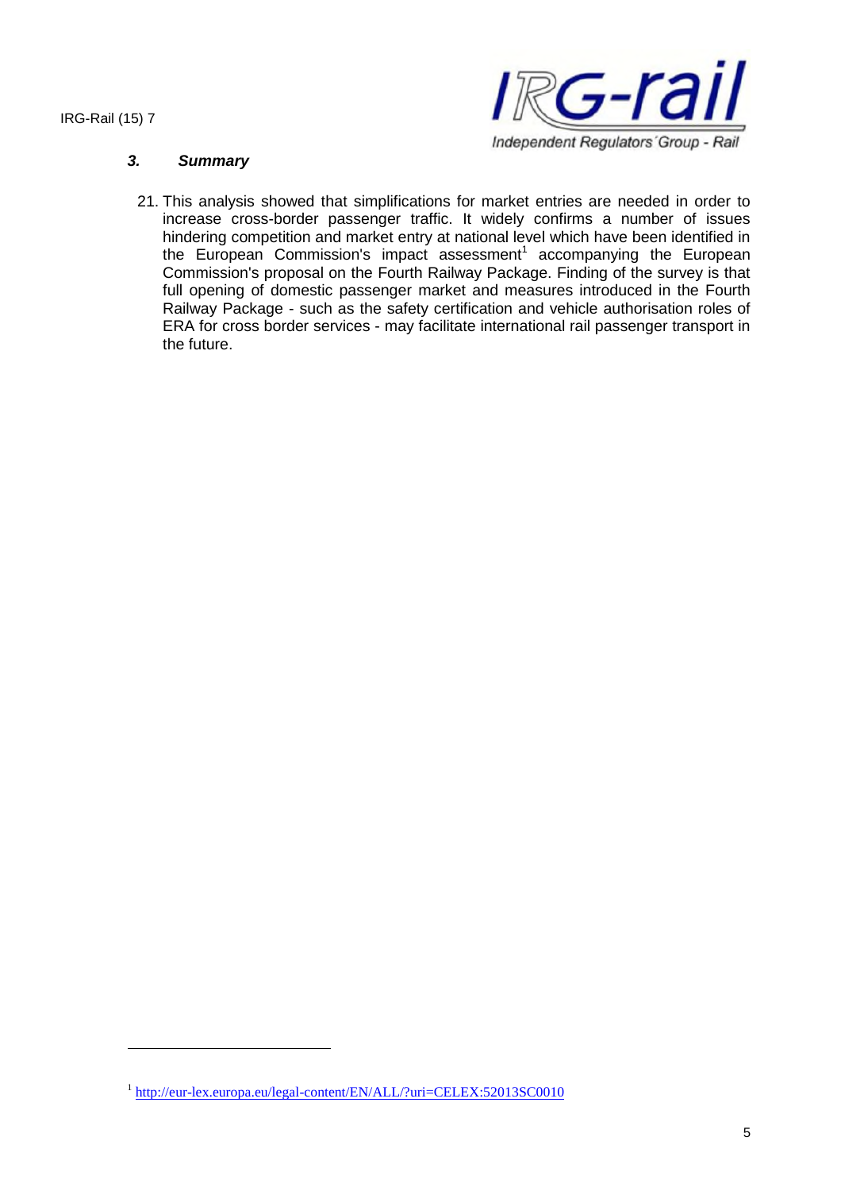### *3. Summary*

21. This analysis showed that simplifications for market entries are needed in order to increase cross-border passenger traffic. It widely confirms a number of issues hindering competition and market entry at national level which have been identified in the European Commission's impact assessment[1] accompanying the European Commission's proposal on the Fourth Railway Package. Finding of the survey is that full opening of domestic passenger market and measures introduced in the Fourth Railway Package - such as the safety certification and vehicle authorisation roles of ERA for cross border services - may facilitate international rail passenger transport in the future.

[1] http://eur-lex.europa.eu/legal-content/EN/ALL/?uri=CELEX:52013SC0010